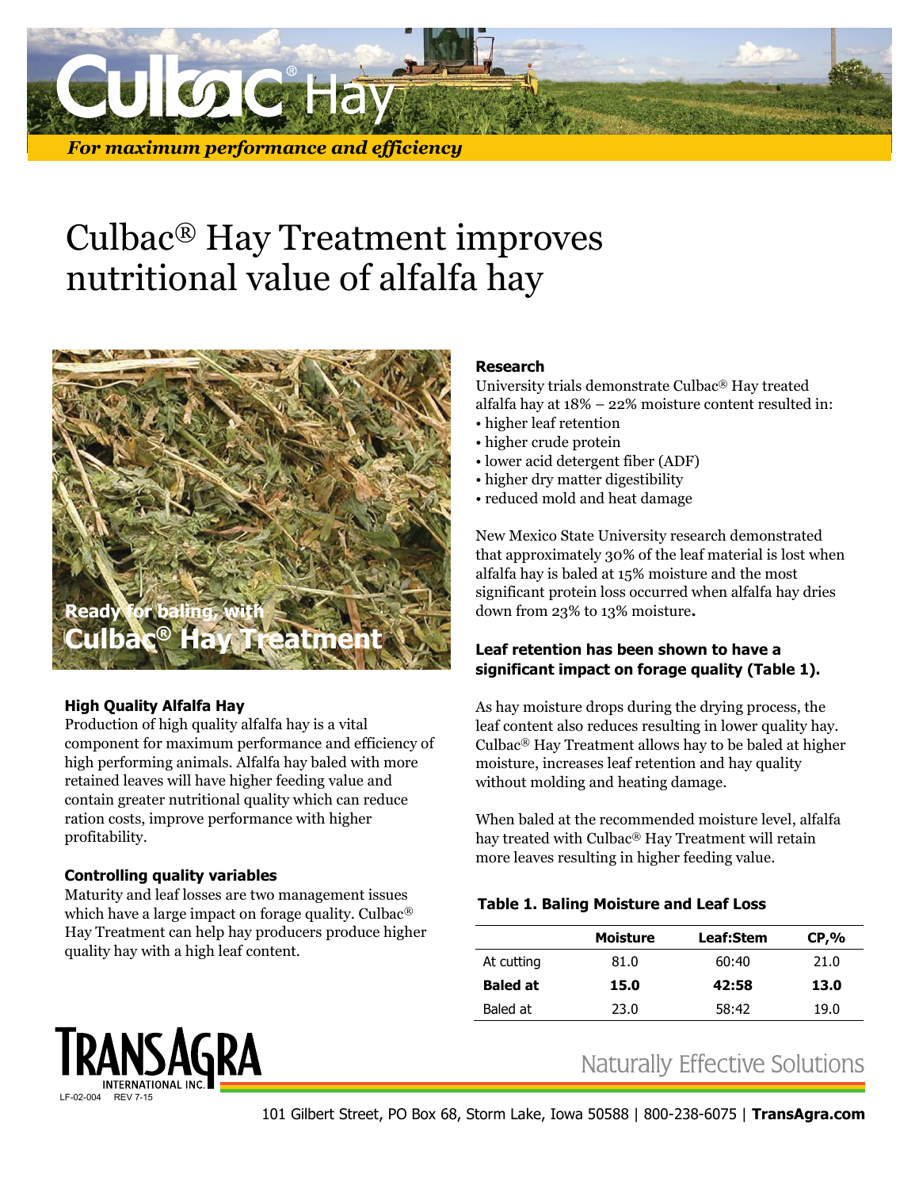# Culbac® Hay

*For maximum performance and efficiency*

# Culbac® Hay Treatment improves nutritional value of alfalfa hay

Ready for baling, with **Culbac® Hay Treatment**

### High Quality Alfalfa Hay

Production of high quality alfalfa hay is a vital component for maximum performance and efficiency of high performing animals. Alfalfa hay baled with more retained leaves will have higher feeding value and contain greater nutritional quality which can reduce ration costs, improve performance with higher profitability.

### Controlling quality variables

Maturity and leaf losses are two management issues which have a large impact on forage quality. Culbac® Hay Treatment can help hay producers produce higher quality hay with a high leaf content.

### Research

University trials demonstrate Culbac® Hay treated alfalfa hay at 18% – 22% moisture content resulted in:

- higher leaf retention
- higher crude protein
- lower acid detergent fiber (ADF)
- higher dry matter digestibility
- reduced mold and heat damage

New Mexico State University research demonstrated that approximately 30% of the leaf material is lost when alfalfa hay is baled at 15% moisture and the most significant protein loss occurred when alfalfa hay dries down from 23% to 13% moisture.

### Leaf retention has been shown to have a significant impact on forage quality (Table 1).

As hay moisture drops during the drying process, the leaf content also reduces resulting in lower quality hay. Culbac® Hay Treatment allows hay to be baled at higher moisture, increases leaf retention and hay quality without molding and heating damage.

When baled at the recommended moisture level, alfalfa hay treated with Culbac® Hay Treatment will retain more leaves resulting in higher feeding value.

**Table 1. Baling Moisture and Leaf Loss**

| | Moisture | Leaf:Stem | CP,% |
|---|---|---|---|
| At cutting | 81.0 | 60:40 | 21.0 |
| **Baled at** | **15.0** | **42:58** | **13.0** |
| Baled at | 23.0 | 58:42 | 19.0 |

TRANSAGRA INTERNATIONAL INC.

LF-02-004 REV 7-15

Naturally Effective Solutions

101 Gilbert Street, PO Box 68, Storm Lake, Iowa 50588 | 800-238-6075 | **TransAgra.com**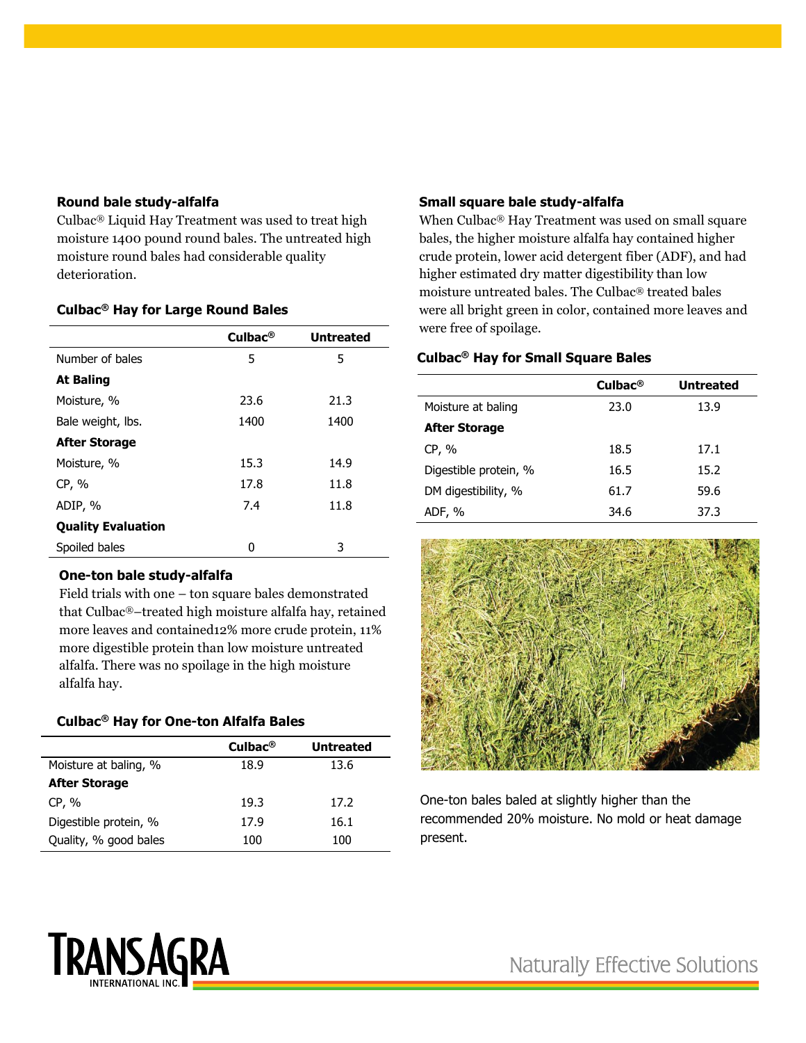### Round bale study-alfalfa

Culbac® Liquid Hay Treatment was used to treat high moisture 1400 pound round bales. The untreated high moisture round bales had considerable quality deterioration.

#### Culbac® Hay for Large Round Bales

| | Culbac® | Untreated |
|---|---|---|
| Number of bales | 5 | 5 |
| **At Baling** | | |
| Moisture, % | 23.6 | 21.3 |
| Bale weight, lbs. | 1400 | 1400 |
| **After Storage** | | |
| Moisture, % | 15.3 | 14.9 |
| CP, % | 17.8 | 11.8 |
| ADIP, % | 7.4 | 11.8 |
| **Quality Evaluation** | | |
| Spoiled bales | 0 | 3 |

### One-ton bale study-alfalfa

Field trials with one – ton square bales demonstrated that Culbac®–treated high moisture alfalfa hay, retained more leaves and contained12% more crude protein, 11% more digestible protein than low moisture untreated alfalfa. There was no spoilage in the high moisture alfalfa hay.

#### Culbac® Hay for One-ton Alfalfa Bales

| | Culbac® | Untreated |
|---|---|---|
| Moisture at baling, % | 18.9 | 13.6 |
| **After Storage** | | |
| CP, % | 19.3 | 17.2 |
| Digestible protein, % | 17.9 | 16.1 |
| Quality, % good bales | 100 | 100 |

### Small square bale study-alfalfa

When Culbac® Hay Treatment was used on small square bales, the higher moisture alfalfa hay contained higher crude protein, lower acid detergent fiber (ADF), and had higher estimated dry matter digestibility than low moisture untreated bales. The Culbac® treated bales were all bright green in color, contained more leaves and were free of spoilage.

#### Culbac® Hay for Small Square Bales

| | Culbac® | Untreated |
|---|---|---|
| Moisture at baling | 23.0 | 13.9 |
| **After Storage** | | |
| CP, % | 18.5 | 17.1 |
| Digestible protein, % | 16.5 | 15.2 |
| DM digestibility, % | 61.7 | 59.6 |
| ADF, % | 34.6 | 37.3 |

One-ton bales baled at slightly higher than the recommended 20% moisture. No mold or heat damage present.

TRANSAGRA INTERNATIONAL INC.

Naturally Effective Solutions